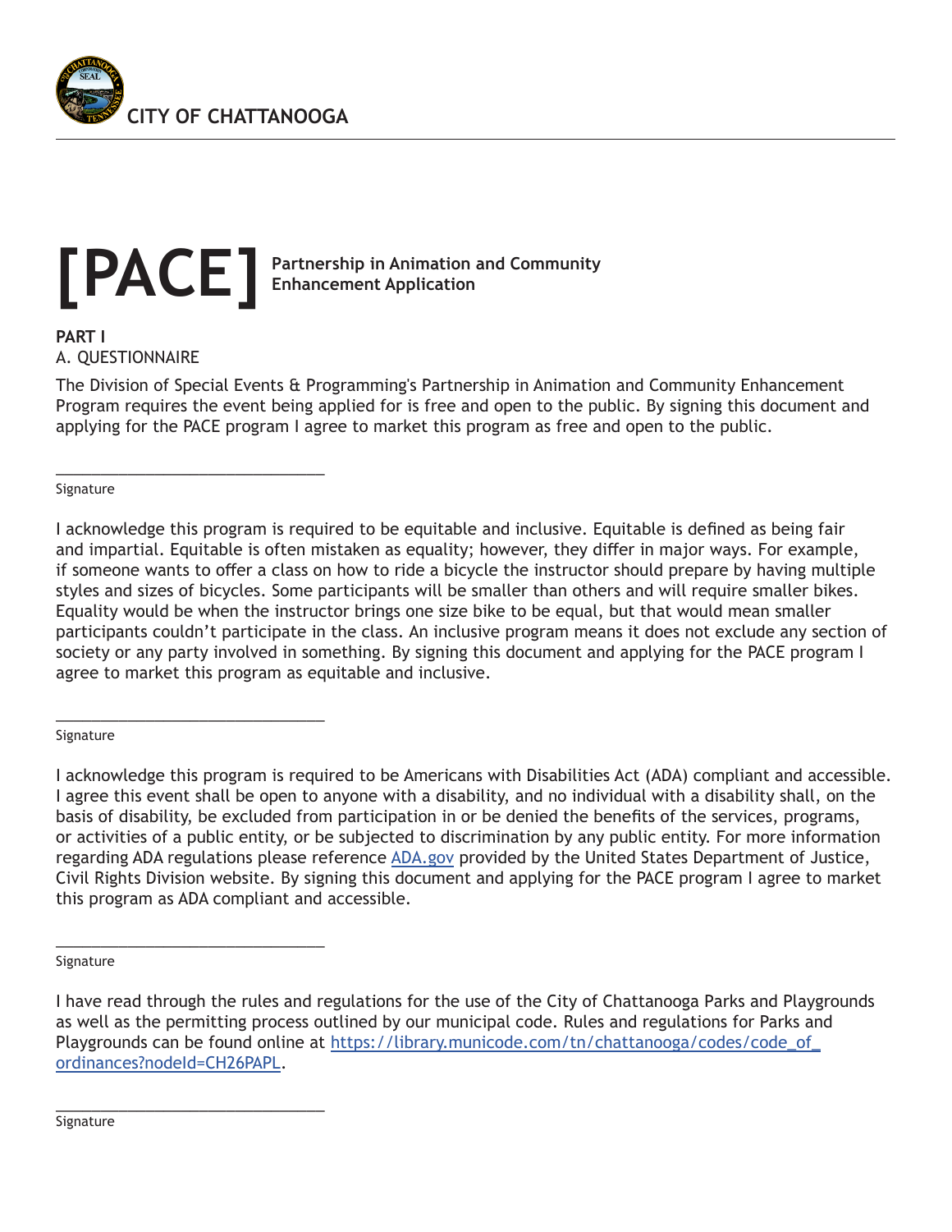CITY OF CHATTANOOGA

# [PACE] Partnership in Animation and Community Enhancement Application

**PART I**

A. QUESTIONNAIRE

The Division of Special Events & Programming's Partnership in Animation and Community Enhancement Program requires the event being applied for is free and open to the public. By signing this document and applying for the PACE program I agree to market this program as free and open to the public.

________________________________
Signature

I acknowledge this program is required to be equitable and inclusive. Equitable is defined as being fair and impartial. Equitable is often mistaken as equality; however, they differ in major ways. For example, if someone wants to offer a class on how to ride a bicycle the instructor should prepare by having multiple styles and sizes of bicycles. Some participants will be smaller than others and will require smaller bikes. Equality would be when the instructor brings one size bike to be equal, but that would mean smaller participants couldn't participate in the class. An inclusive program means it does not exclude any section of society or any party involved in something. By signing this document and applying for the PACE program I agree to market this program as equitable and inclusive.

________________________________
Signature

I acknowledge this program is required to be Americans with Disabilities Act (ADA) compliant and accessible. I agree this event shall be open to anyone with a disability, and no individual with a disability shall, on the basis of disability, be excluded from participation in or be denied the benefits of the services, programs, or activities of a public entity, or be subjected to discrimination by any public entity. For more information regarding ADA regulations please reference [ADA.gov](ADA.gov) provided by the United States Department of Justice, Civil Rights Division website. By signing this document and applying for the PACE program I agree to market this program as ADA compliant and accessible.

________________________________
Signature

I have read through the rules and regulations for the use of the City of Chattanooga Parks and Playgrounds as well as the permitting process outlined by our municipal code. Rules and regulations for Parks and Playgrounds can be found online at [https://library.municode.com/tn/chattanooga/codes/code_of_ordinances?nodeId=CH26PAPL](https://library.municode.com/tn/chattanooga/codes/code_of_ordinances?nodeId=CH26PAPL).

________________________________
Signature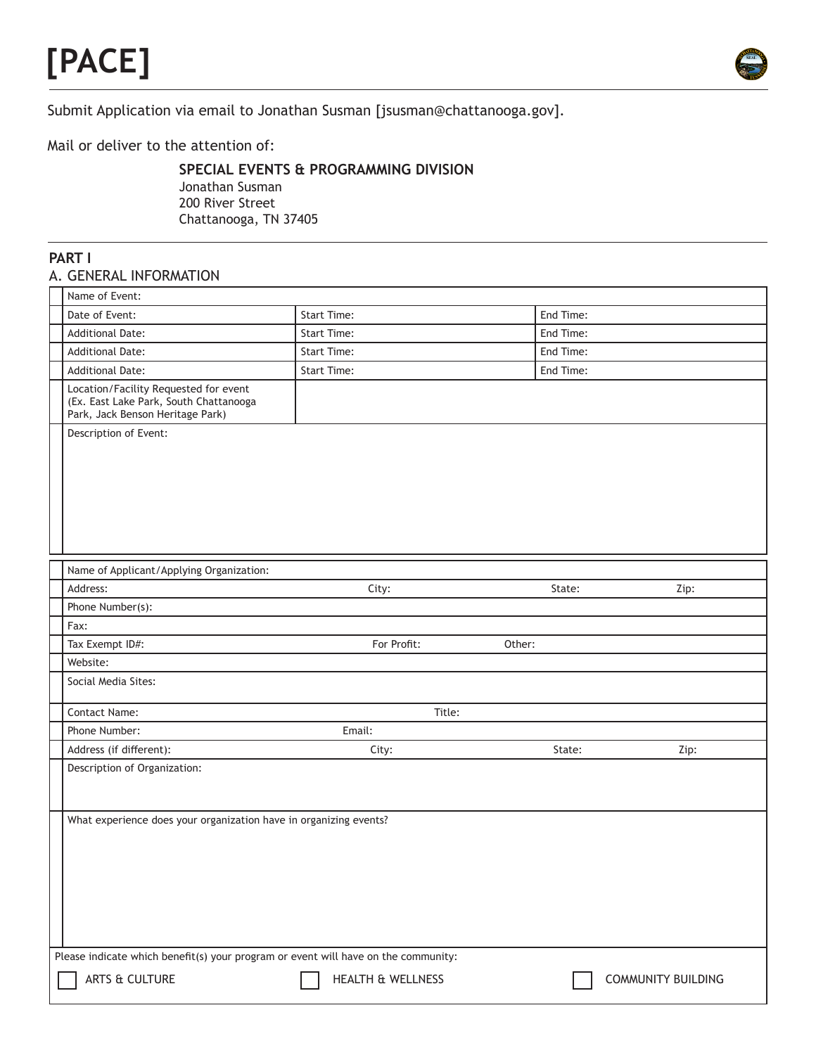# [PACE]

Submit Application via email to Jonathan Susman [jsusman@chattanooga.gov].

Mail or deliver to the attention of:

**SPECIAL EVENTS & PROGRAMMING DIVISION**
Jonathan Susman
200 River Street
Chattanooga, TN 37405

## PART I

### A. GENERAL INFORMATION

| Name of Event: | | |
|---|---|---|
| Date of Event: | Start Time: | End Time: |
| Additional Date: | Start Time: | End Time: |
| Additional Date: | Start Time: | End Time: |
| Additional Date: | Start Time: | End Time: |
| Location/Facility Requested for event (Ex. East Lake Park, South Chattanooga Park, Jack Benson Heritage Park) | | |
| Description of Event: | | |

| Name of Applicant/Applying Organization: | | | |
|---|---|---|---|
| Address: | City: | State: | Zip: |
| Phone Number(s): | | | |
| Fax: | | | |
| Tax Exempt ID#: | For Profit: | Other: | |
| Website: | | | |
| Social Media Sites: | | | |
| Contact Name: | Title: | | |
| Phone Number: | Email: | | |
| Address (if different): | City: | State: | Zip: |
| Description of Organization: | | | |
| What experience does your organization have in organizing events? | | | |

Please indicate which benefit(s) your program or event will have on the community:

- ☐ ARTS & CULTURE
- ☐ HEALTH & WELLNESS
- ☐ COMMUNITY BUILDING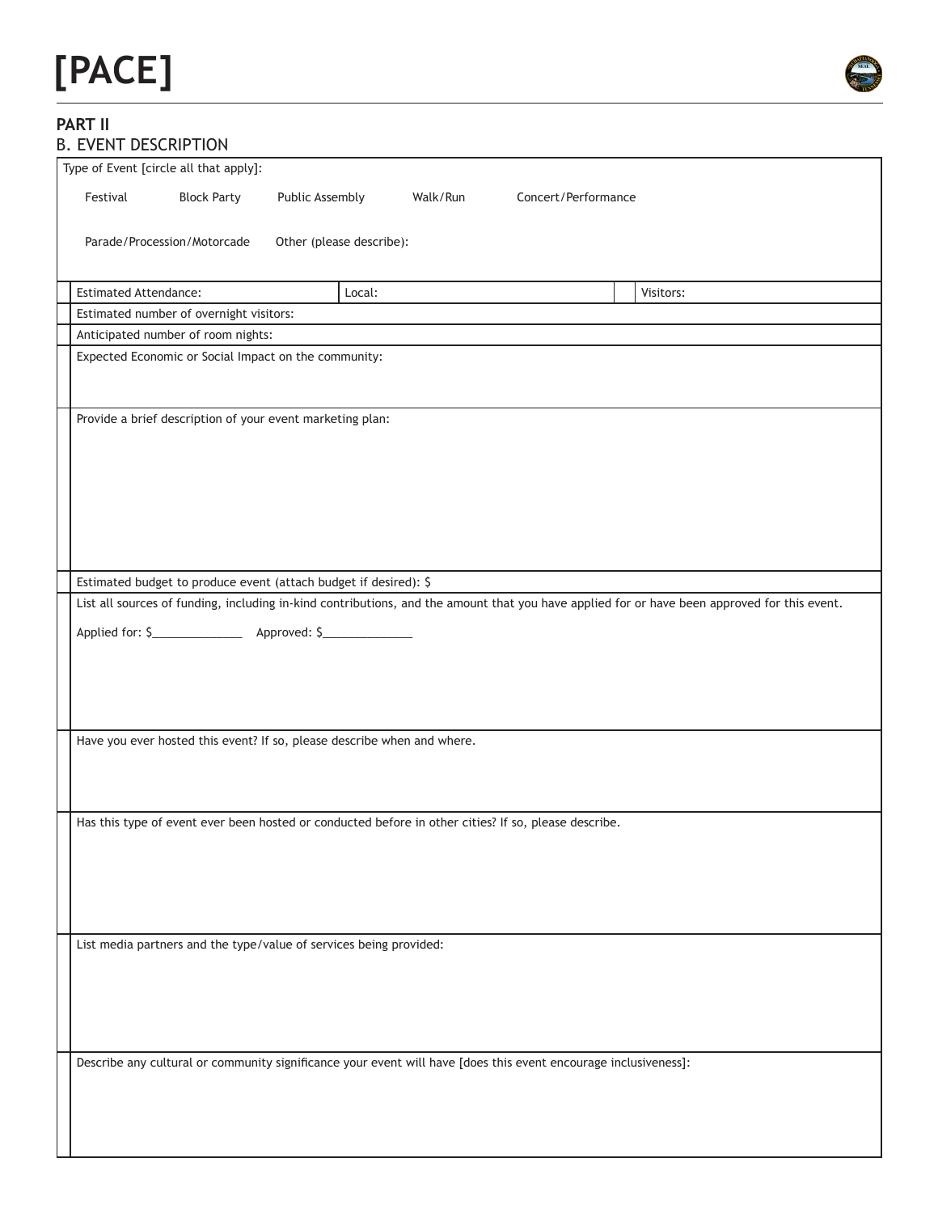# [PACE]

## PART II

### B. EVENT DESCRIPTION

Type of Event [circle all that apply]:

Festival    Block Party    Public Assembly    Walk/Run    Concert/Performance

Parade/Procession/Motorcade    Other (please describe):

| Estimated Attendance: | Local: | Visitors: |
|---|---|---|

Estimated number of overnight visitors:

Anticipated number of room nights:

Expected Economic or Social Impact on the community:

Provide a brief description of your event marketing plan:

Estimated budget to produce event (attach budget if desired): $

List all sources of funding, including in-kind contributions, and the amount that you have applied for or have been approved for this event.

Applied for: $______________    Approved: $______________

Have you ever hosted this event? If so, please describe when and where.

Has this type of event ever been hosted or conducted before in other cities? If so, please describe.

List media partners and the type/value of services being provided:

Describe any cultural or community significance your event will have [does this event encourage inclusiveness]: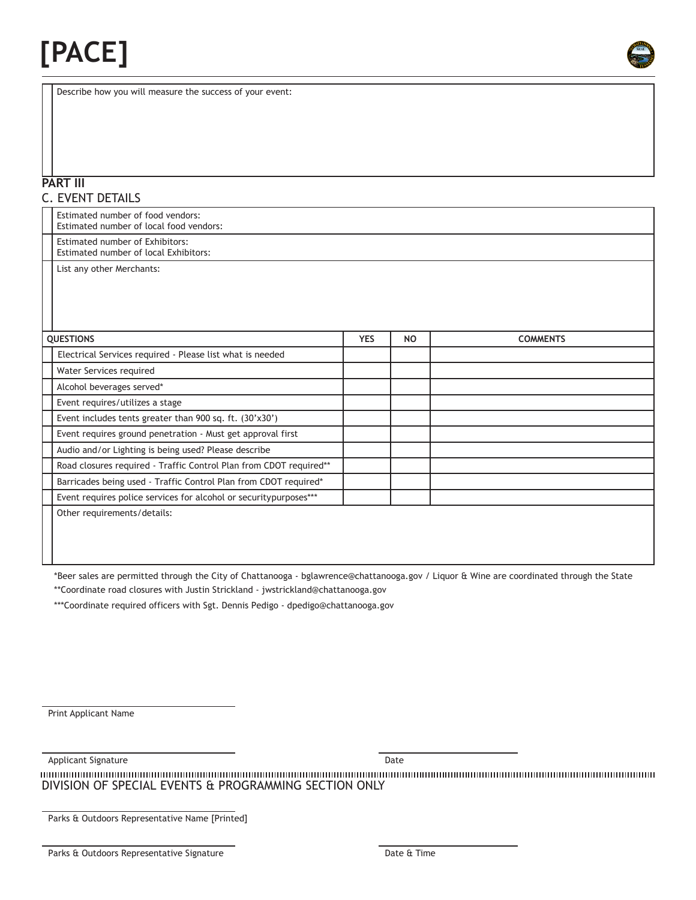# [PACE]

Describe how you will measure the success of your event:

**PART III**

C. EVENT DETAILS

Estimated number of food vendors:
Estimated number of local food vendors:

Estimated number of Exhibitors:
Estimated number of local Exhibitors:

List any other Merchants:

| QUESTIONS | YES | NO | COMMENTS |
|---|---|---|---|
| Electrical Services required - Please list what is needed | | | |
| Water Services required | | | |
| Alcohol beverages served* | | | |
| Event requires/utilizes a stage | | | |
| Event includes tents greater than 900 sq. ft. (30'x30') | | | |
| Event requires ground penetration - Must get approval first | | | |
| Audio and/or Lighting is being used? Please describe | | | |
| Road closures required - Traffic Control Plan from CDOT required** | | | |
| Barricades being used - Traffic Control Plan from CDOT required* | | | |
| Event requires police services for alcohol or securitypurposes*** | | | |

Other requirements/details:

*Beer sales are permitted through the City of Chattanooga - bglawrence@chattanooga.gov / Liquor & Wine are coordinated through the State

**Coordinate road closures with Justin Strickland - jwstrickland@chattanooga.gov

***Coordinate required officers with Sgt. Dennis Pedigo - dpedigo@chattanooga.gov

Print Applicant Name

Applicant Signature

Date

DIVISION OF SPECIAL EVENTS & PROGRAMMING SECTION ONLY

Parks & Outdoors Representative Name [Printed]

Parks & Outdoors Representative Signature

Date & Time